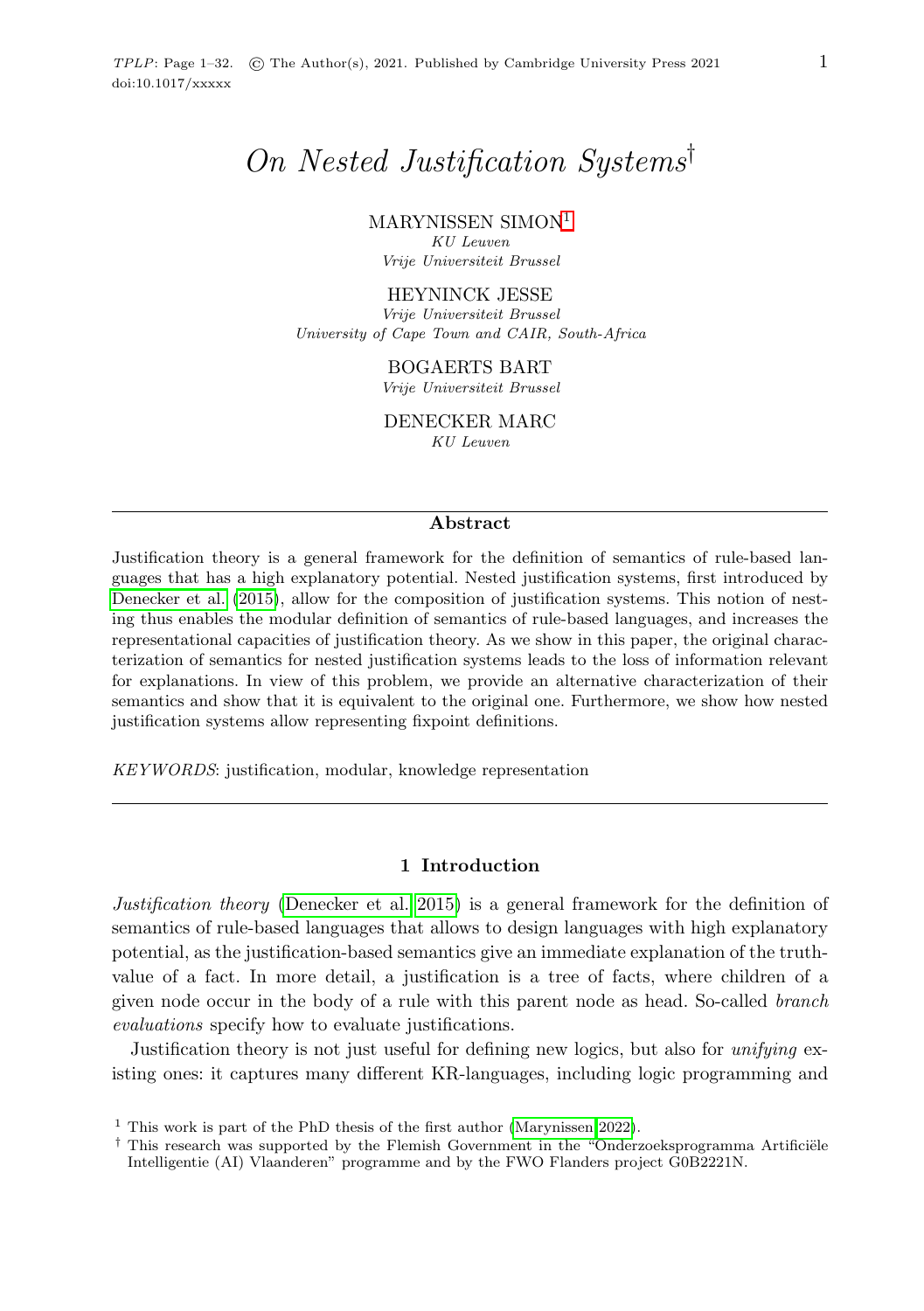# On Nested Justification Systems[†]

MARYNISSEN SIMON[1]

*KU Leuven*

*Vrije Universiteit Brussel*

HEYNINCK JESSE

*Vrije Universiteit Brussel*

*University of Cape Town and CAIR, South-Africa*

BOGAERTS BART

*Vrije Universiteit Brussel*

DENECKER MARC

*KU Leuven*

## Abstract

Justification theory is a general framework for the definition of semantics of rule-based languages that has a high explanatory potential. Nested justification systems, first introduced by Denecker et al. (2015), allow for the composition of justification systems. This notion of nesting thus enables the modular definition of semantics of rule-based languages, and increases the representational capacities of justification theory. As we show in this paper, the original characterization of semantics for nested justification systems leads to the loss of information relevant for explanations. In view of this problem, we provide an alternative characterization of their semantics and show that it is equivalent to the original one. Furthermore, we show how nested justification systems allow representing fixpoint definitions.

*KEYWORDS*: justification, modular, knowledge representation

## 1 Introduction

*Justification theory* (Denecker et al. 2015) is a general framework for the definition of semantics of rule-based languages that allows to design languages with high explanatory potential, as the justification-based semantics give an immediate explanation of the truth-value of a fact. In more detail, a justification is a tree of facts, where children of a given node occur in the body of a rule with this parent node as head. So-called *branch evaluations* specify how to evaluate justifications.

Justification theory is not just useful for defining new logics, but also for *unifying* existing ones: it captures many different KR-languages, including logic programming and

[1] This work is part of the PhD thesis of the first author (Marynissen 2022).

[†] This research was supported by the Flemish Government in the "Onderzoeksprogramma Artificiële Intelligentie (AI) Vlaanderen" programme and by the FWO Flanders project G0B2221N.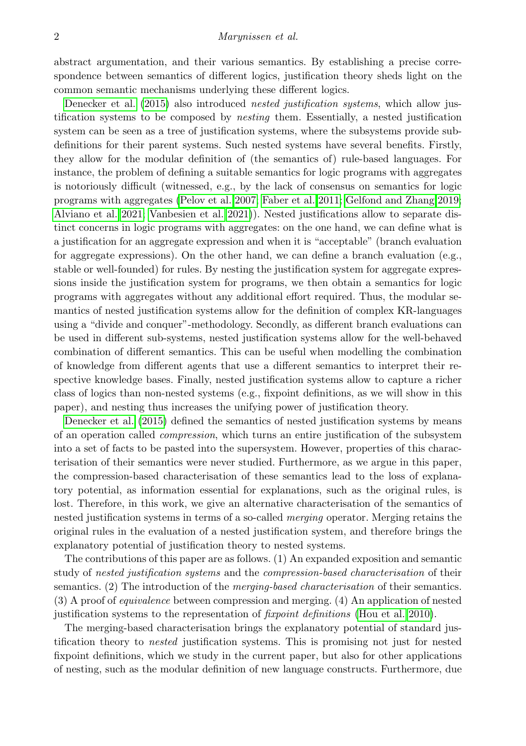abstract argumentation, and their various semantics. By establishing a precise correspondence between semantics of different logics, justification theory sheds light on the common semantic mechanisms underlying these different logics.

Denecker et al. (2015) also introduced *nested justification systems*, which allow justification systems to be composed by *nesting* them. Essentially, a nested justification system can be seen as a tree of justification systems, where the subsystems provide subdefinitions for their parent systems. Such nested systems have several benefits. Firstly, they allow for the modular definition of (the semantics of) rule-based languages. For instance, the problem of defining a suitable semantics for logic programs with aggregates is notoriously difficult (witnessed, e.g., by the lack of consensus on semantics for logic programs with aggregates (Pelov et al. 2007; Faber et al. 2011; Gelfond and Zhang 2019; Alviano et al. 2021; Vanbesien et al. 2021)). Nested justifications allow to separate distinct concerns in logic programs with aggregates: on the one hand, we can define what is a justification for an aggregate expression and when it is "acceptable" (branch evaluation for aggregate expressions). On the other hand, we can define a branch evaluation (e.g., stable or well-founded) for rules. By nesting the justification system for aggregate expressions inside the justification system for programs, we then obtain a semantics for logic programs with aggregates without any additional effort required. Thus, the modular semantics of nested justification systems allow for the definition of complex KR-languages using a "divide and conquer"-methodology. Secondly, as different branch evaluations can be used in different sub-systems, nested justification systems allow for the well-behaved combination of different semantics. This can be useful when modelling the combination of knowledge from different agents that use a different semantics to interpret their respective knowledge bases. Finally, nested justification systems allow to capture a richer class of logics than non-nested systems (e.g., fixpoint definitions, as we will show in this paper), and nesting thus increases the unifying power of justification theory.

Denecker et al. (2015) defined the semantics of nested justification systems by means of an operation called *compression*, which turns an entire justification of the subsystem into a set of facts to be pasted into the supersystem. However, properties of this characterisation of their semantics were never studied. Furthermore, as we argue in this paper, the compression-based characterisation of these semantics lead to the loss of explanatory potential, as information essential for explanations, such as the original rules, is lost. Therefore, in this work, we give an alternative characterisation of the semantics of nested justification systems in terms of a so-called *merging* operator. Merging retains the original rules in the evaluation of a nested justification system, and therefore brings the explanatory potential of justification theory to nested systems.

The contributions of this paper are as follows. (1) An expanded exposition and semantic study of *nested justification systems* and the *compression-based characterisation* of their semantics. (2) The introduction of the *merging-based characterisation* of their semantics. (3) A proof of *equivalence* between compression and merging. (4) An application of nested justification systems to the representation of *fixpoint definitions* (Hou et al. 2010).

The merging-based characterisation brings the explanatory potential of standard justification theory to *nested* justification systems. This is promising not just for nested fixpoint definitions, which we study in the current paper, but also for other applications of nesting, such as the modular definition of new language constructs. Furthermore, due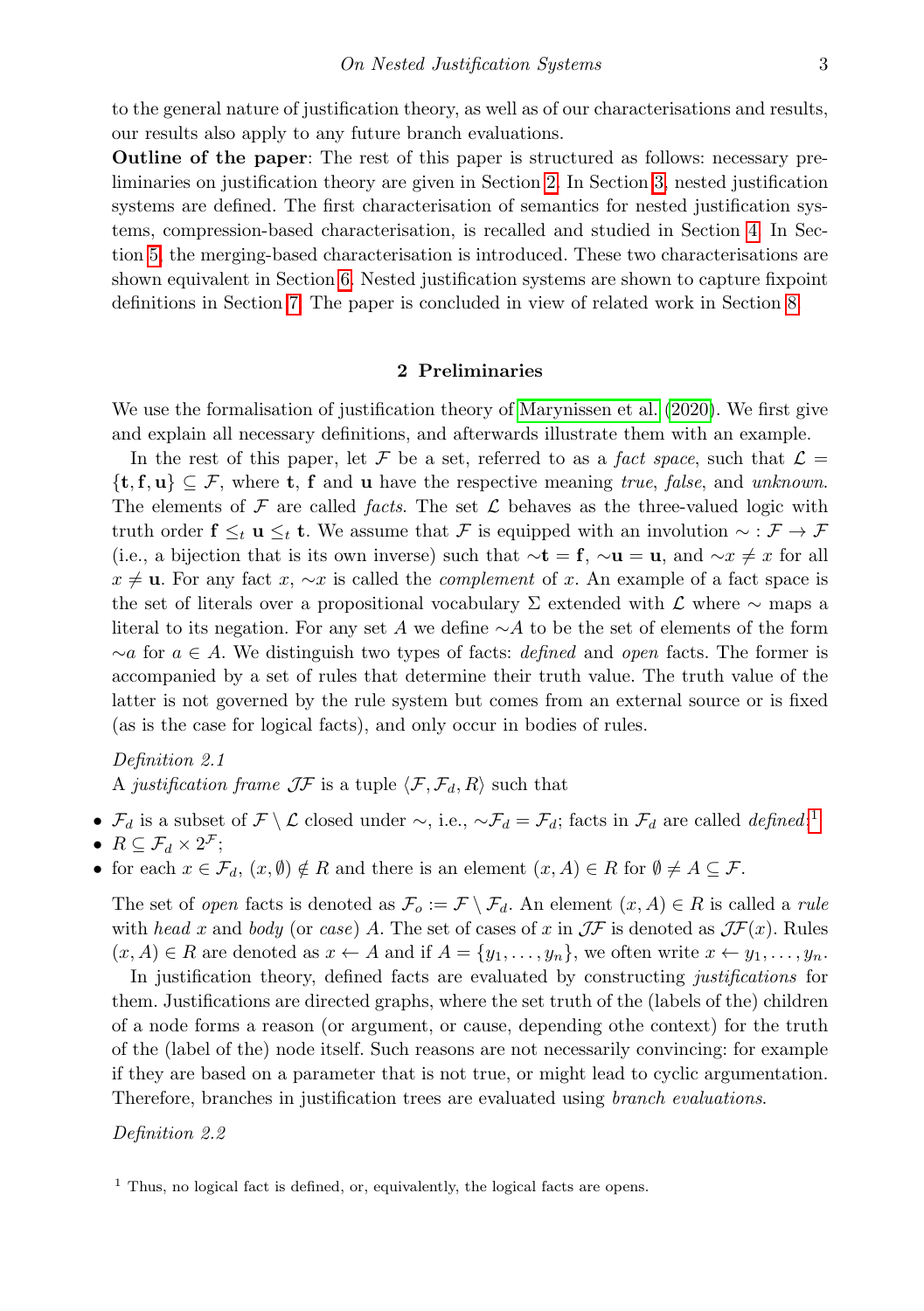to the general nature of justification theory, as well as of our characterisations and results, our results also apply to any future branch evaluations.

**Outline of the paper**: The rest of this paper is structured as follows: necessary preliminaries on justification theory are given in Section 2. In Section 3, nested justification systems are defined. The first characterisation of semantics for nested justification systems, compression-based characterisation, is recalled and studied in Section 4. In Section 5, the merging-based characterisation is introduced. These two characterisations are shown equivalent in Section 6. Nested justification systems are shown to capture fixpoint definitions in Section 7. The paper is concluded in view of related work in Section 8.

## 2 Preliminaries

We use the formalisation of justification theory of Marynissen et al. (2020). We first give and explain all necessary definitions, and afterwards illustrate them with an example.

In the rest of this paper, let $\mathcal{F}$ be a set, referred to as a *fact space*, such that $\mathcal{L} = \{\mathbf{t}, \mathbf{f}, \mathbf{u}\} \subseteq \mathcal{F}$, where $\mathbf{t}$, $\mathbf{f}$ and $\mathbf{u}$ have the respective meaning *true*, *false*, and *unknown*. The elements of $\mathcal{F}$ are called *facts*. The set $\mathcal{L}$ behaves as the three-valued logic with truth order $\mathbf{f} \leq_t \mathbf{u} \leq_t \mathbf{t}$. We assume that $\mathcal{F}$ is equipped with an involution $\sim : \mathcal{F} \to \mathcal{F}$ (i.e., a bijection that is its own inverse) such that $\sim\mathbf{t} = \mathbf{f}$, $\sim\mathbf{u} = \mathbf{u}$, and $\sim x \neq x$ for all $x \neq \mathbf{u}$. For any fact $x$, $\sim x$ is called the *complement* of $x$. An example of a fact space is the set of literals over a propositional vocabulary $\Sigma$ extended with $\mathcal{L}$ where $\sim$ maps a literal to its negation. For any set $A$ we define $\sim A$ to be the set of elements of the form $\sim a$ for $a \in A$. We distinguish two types of facts: *defined* and *open* facts. The former is accompanied by a set of rules that determine their truth value. The truth value of the latter is not governed by the rule system but comes from an external source or is fixed (as is the case for logical facts), and only occur in bodies of rules.

*Definition 2.1*
A *justification frame* $\mathcal{JF}$ is a tuple $\langle \mathcal{F}, \mathcal{F}_d, R \rangle$ such that

- $\mathcal{F}_d$ is a subset of $\mathcal{F} \setminus \mathcal{L}$ closed under $\sim$, i.e., $\sim\mathcal{F}_d = \mathcal{F}_d$; facts in $\mathcal{F}_d$ are called *defined*;[1]
- $R \subseteq \mathcal{F}_d \times 2^{\mathcal{F}}$;
- for each $x \in \mathcal{F}_d$, $(x, \emptyset) \notin R$ and there is an element $(x, A) \in R$ for $\emptyset \neq A \subseteq \mathcal{F}$.

The set of *open* facts is denoted as $\mathcal{F}_o := \mathcal{F} \setminus \mathcal{F}_d$. An element $(x, A) \in R$ is called a *rule* with *head* $x$ and *body* (or *case*) $A$. The set of cases of $x$ in $\mathcal{JF}$ is denoted as $\mathcal{JF}(x)$. Rules $(x, A) \in R$ are denoted as $x \leftarrow A$ and if $A = \{y_1, \ldots, y_n\}$, we often write $x \leftarrow y_1, \ldots, y_n$.

In justification theory, defined facts are evaluated by constructing *justifications* for them. Justifications are directed graphs, where the set truth of the (labels of the) children of a node forms a reason (or argument, or cause, depending othe context) for the truth of the (label of the) node itself. Such reasons are not necessarily convincing: for example if they are based on a parameter that is not true, or might lead to cyclic argumentation. Therefore, branches in justification trees are evaluated using *branch evaluations*.

*Definition 2.2*

[1] Thus, no logical fact is defined, or, equivalently, the logical facts are opens.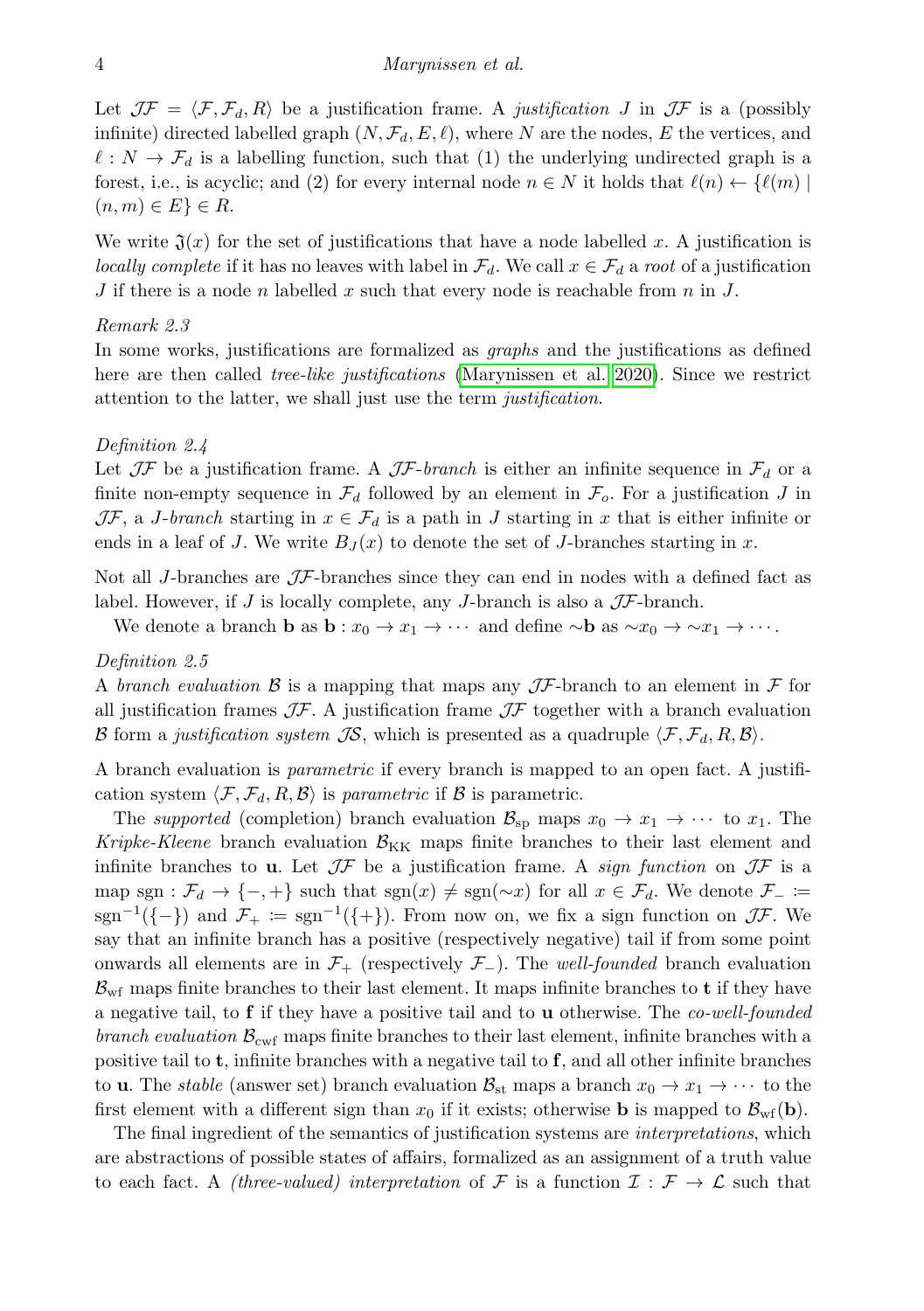Let $\mathcal{JF} = \langle \mathcal{F}, \mathcal{F}_d, R\rangle$ be a justification frame. A *justification* $J$ in $\mathcal{JF}$ is a (possibly infinite) directed labelled graph $(N, \mathcal{F}_d, E, \ell)$, where $N$ are the nodes, $E$ the vertices, and $\ell : N \to \mathcal{F}_d$ is a labelling function, such that (1) the underlying undirected graph is a forest, i.e., is acyclic; and (2) for every internal node $n \in N$ it holds that $\ell(n) \leftarrow \{\ell(m) \mid (n, m) \in E\} \in R$.

We write $\mathfrak{J}(x)$ for the set of justifications that have a node labelled $x$. A justification is *locally complete* if it has no leaves with label in $\mathcal{F}_d$. We call $x \in \mathcal{F}_d$ a *root* of a justification $J$ if there is a node $n$ labelled $x$ such that every node is reachable from $n$ in $J$.

*Remark 2.3*
In some works, justifications are formalized as *graphs* and the justifications as defined here are then called *tree-like justifications* (Marynissen et al. 2020). Since we restrict attention to the latter, we shall just use the term *justification*.

*Definition 2.4*
Let $\mathcal{JF}$ be a justification frame. A *$\mathcal{JF}$-branch* is either an infinite sequence in $\mathcal{F}_d$ or a finite non-empty sequence in $\mathcal{F}_d$ followed by an element in $\mathcal{F}_o$. For a justification $J$ in $\mathcal{JF}$, a *$J$-branch* starting in $x \in \mathcal{F}_d$ is a path in $J$ starting in $x$ that is either infinite or ends in a leaf of $J$. We write $B_J(x)$ to denote the set of $J$-branches starting in $x$.

Not all $J$-branches are $\mathcal{JF}$-branches since they can end in nodes with a defined fact as label. However, if $J$ is locally complete, any $J$-branch is also a $\mathcal{JF}$-branch.

We denote a branch $\mathbf{b}$ as $\mathbf{b} : x_0 \to x_1 \to \cdots$ and define $\sim\mathbf{b}$ as $\sim x_0 \to \sim x_1 \to \cdots$.

*Definition 2.5*
A *branch evaluation* $\mathcal{B}$ is a mapping that maps any $\mathcal{JF}$-branch to an element in $\mathcal{F}$ for all justification frames $\mathcal{JF}$. A justification frame $\mathcal{JF}$ together with a branch evaluation $\mathcal{B}$ form a *justification system* $\mathcal{JS}$, which is presented as a quadruple $\langle \mathcal{F}, \mathcal{F}_d, R, \mathcal{B}\rangle$.

A branch evaluation is *parametric* if every branch is mapped to an open fact. A justification system $\langle \mathcal{F}, \mathcal{F}_d, R, \mathcal{B}\rangle$ is *parametric* if $\mathcal{B}$ is parametric.

The *supported* (completion) branch evaluation $\mathcal{B}_{\mathrm{sp}}$ maps $x_0 \to x_1 \to \cdots$ to $x_1$. The *Kripke-Kleene* branch evaluation $\mathcal{B}_{\mathrm{KK}}$ maps finite branches to their last element and infinite branches to $\mathbf{u}$. Let $\mathcal{JF}$ be a justification frame. A *sign function* on $\mathcal{JF}$ is a map $\mathrm{sgn} : \mathcal{F}_d \to \{-, +\}$ such that $\mathrm{sgn}(x) \neq \mathrm{sgn}(\sim x)$ for all $x \in \mathcal{F}_d$. We denote $\mathcal{F}_- := \mathrm{sgn}^{-1}(\{-\})$ and $\mathcal{F}_+ := \mathrm{sgn}^{-1}(\{+\})$. From now on, we fix a sign function on $\mathcal{JF}$. We say that an infinite branch has a positive (respectively negative) tail if from some point onwards all elements are in $\mathcal{F}_+$ (respectively $\mathcal{F}_-$). The *well-founded* branch evaluation $\mathcal{B}_{\mathrm{wf}}$ maps finite branches to their last element. It maps infinite branches to $\mathbf{t}$ if they have a negative tail, to $\mathbf{f}$ if they have a positive tail and to $\mathbf{u}$ otherwise. The *co-well-founded branch evaluation* $\mathcal{B}_{\mathrm{cwf}}$ maps finite branches to their last element, infinite branches with a positive tail to $\mathbf{t}$, infinite branches with a negative tail to $\mathbf{f}$, and all other infinite branches to $\mathbf{u}$. The *stable* (answer set) branch evaluation $\mathcal{B}_{\mathrm{st}}$ maps a branch $x_0 \to x_1 \to \cdots$ to the first element with a different sign than $x_0$ if it exists; otherwise $\mathbf{b}$ is mapped to $\mathcal{B}_{\mathrm{wf}}(\mathbf{b})$.

The final ingredient of the semantics of justification systems are *interpretations*, which are abstractions of possible states of affairs, formalized as an assignment of a truth value to each fact. A *(three-valued) interpretation* of $\mathcal{F}$ is a function $\mathcal{I} : \mathcal{F} \to \mathcal{L}$ such that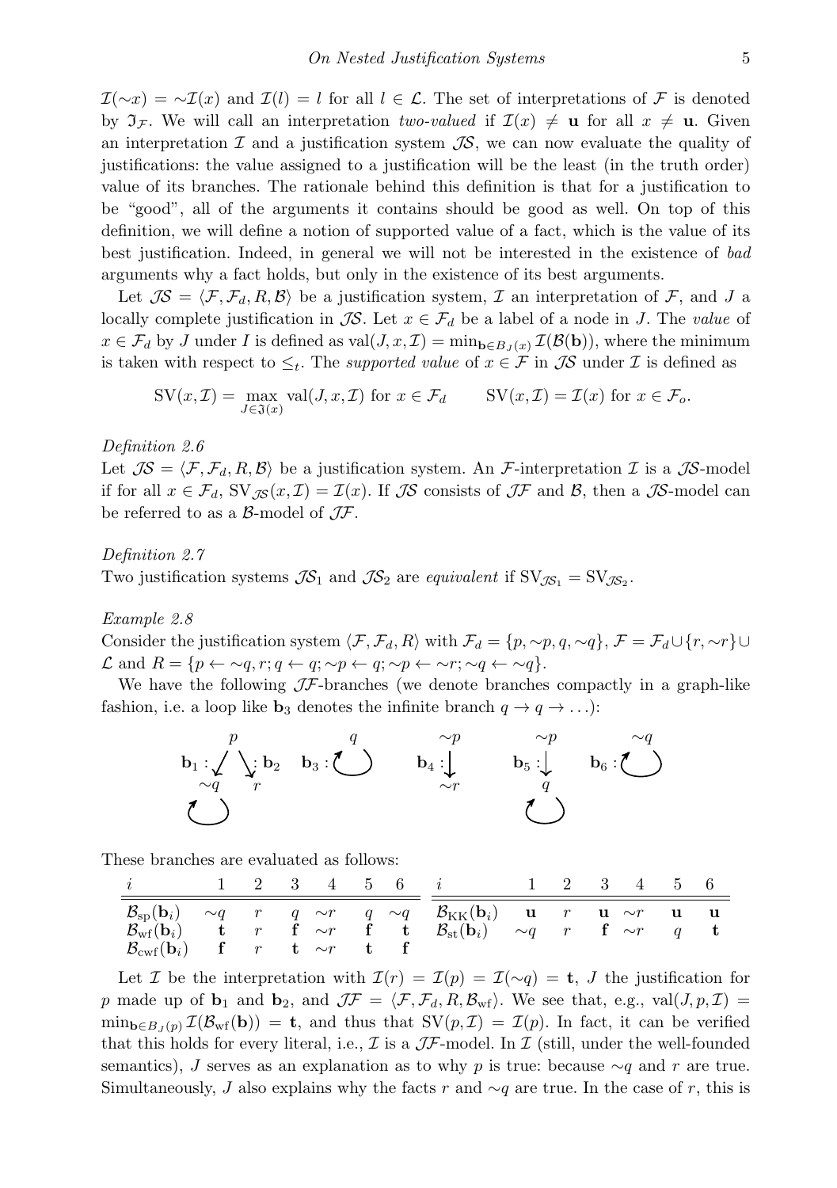$\mathcal{I}(\sim x) = \sim\mathcal{I}(x)$ and $\mathcal{I}(l) = l$ for all $l \in \mathcal{L}$. The set of interpretations of $\mathcal{F}$ is denoted by $\mathfrak{I}_{\mathcal{F}}$. We will call an interpretation *two-valued* if $\mathcal{I}(x) \neq \mathbf{u}$ for all $x \neq \mathbf{u}$. Given an interpretation $\mathcal{I}$ and a justification system $\mathcal{JS}$, we can now evaluate the quality of justifications: the value assigned to a justification will be the least (in the truth order) value of its branches. The rationale behind this definition is that for a justification to be "good", all of the arguments it contains should be good as well. On top of this definition, we will define a notion of supported value of a fact, which is the value of its best justification. Indeed, in general we will not be interested in the existence of *bad* arguments why a fact holds, but only in the existence of its best arguments.

Let $\mathcal{JS} = \langle \mathcal{F}, \mathcal{F}_d, R, \mathcal{B}\rangle$ be a justification system, $\mathcal{I}$ an interpretation of $\mathcal{F}$, and $J$ a locally complete justification in $\mathcal{JS}$. Let $x \in \mathcal{F}_d$ be a label of a node in $J$. The *value* of $x \in \mathcal{F}_d$ by $J$ under $I$ is defined as $\mathrm{val}(J, x, \mathcal{I}) = \min_{\mathbf{b} \in B_J(x)} \mathcal{I}(\mathcal{B}(\mathbf{b}))$, where the minimum is taken with respect to $\leq_t$. The *supported value* of $x \in \mathcal{F}$ in $\mathcal{JS}$ under $\mathcal{I}$ is defined as

$$\mathrm{SV}(x, \mathcal{I}) = \max_{J \in \mathfrak{J}(x)} \mathrm{val}(J, x, \mathcal{I}) \text{ for } x \in \mathcal{F}_d \qquad \mathrm{SV}(x, \mathcal{I}) = \mathcal{I}(x) \text{ for } x \in \mathcal{F}_o.$$

*Definition 2.6*

Let $\mathcal{JS} = \langle \mathcal{F}, \mathcal{F}_d, R, \mathcal{B}\rangle$ be a justification system. An $\mathcal{F}$-interpretation $\mathcal{I}$ is a $\mathcal{JS}$-model if for all $x \in \mathcal{F}_d$, $\mathrm{SV}_{\mathcal{JS}}(x, \mathcal{I}) = \mathcal{I}(x)$. If $\mathcal{JS}$ consists of $\mathcal{JF}$ and $\mathcal{B}$, then a $\mathcal{JS}$-model can be referred to as a $\mathcal{B}$-model of $\mathcal{JF}$.

*Definition 2.7*

Two justification systems $\mathcal{JS}_1$ and $\mathcal{JS}_2$ are *equivalent* if $\mathrm{SV}_{\mathcal{JS}_1} = \mathrm{SV}_{\mathcal{JS}_2}$.

*Example 2.8*

Consider the justification system $\langle \mathcal{F}, \mathcal{F}_d, R\rangle$ with $\mathcal{F}_d = \{p, \sim p, q, \sim q\}$, $\mathcal{F} = \mathcal{F}_d \cup \{r, \sim r\} \cup \mathcal{L}$ and $R = \{p \leftarrow \sim q, r; q \leftarrow q; \sim p \leftarrow q; \sim p \leftarrow \sim r; \sim q \leftarrow \sim q\}$.

We have the following $\mathcal{JF}$-branches (we denote branches compactly in a graph-like fashion, i.e. a loop like $\mathbf{b}_3$ denotes the infinite branch $q \rightarrow q \rightarrow \ldots$):

$\mathbf{b}_1 : p \rightarrow \sim q$ (with loop on $\sim q$); $\mathbf{b}_2 : p \rightarrow r$; $\mathbf{b}_3 : q$ (loop); $\mathbf{b}_4 : \sim p \rightarrow \sim r$; $\mathbf{b}_5 : \sim p \rightarrow q$ (with loop on $q$); $\mathbf{b}_6 : \sim q$ (loop)

These branches are evaluated as follows:

| $i$ | 1 | 2 | 3 | 4 | 5 | 6 | $i$ | 1 | 2 | 3 | 4 | 5 | 6 |
|---|---|---|---|---|---|---|---|---|---|---|---|---|---|
| $\mathcal{B}_{\mathrm{sp}}(\mathbf{b}_i)$ | $\sim q$ | $r$ | $q$ | $\sim r$ | $q$ | $\sim q$ | $\mathcal{B}_{\mathrm{KK}}(\mathbf{b}_i)$ | $\mathbf{u}$ | $r$ | $\mathbf{u}$ | $\sim r$ | $\mathbf{u}$ | $\mathbf{u}$ |
| $\mathcal{B}_{\mathrm{wf}}(\mathbf{b}_i)$ | $\mathbf{t}$ | $r$ | $\mathbf{f}$ | $\sim r$ | $\mathbf{f}$ | $\mathbf{t}$ | $\mathcal{B}_{\mathrm{st}}(\mathbf{b}_i)$ | $\sim q$ | $r$ | $\mathbf{f}$ | $\sim r$ | $q$ | $\mathbf{t}$ |
| $\mathcal{B}_{\mathrm{cwf}}(\mathbf{b}_i)$ | $\mathbf{f}$ | $r$ | $\mathbf{t}$ | $\sim r$ | $\mathbf{t}$ | $\mathbf{f}$ | | | | | | | |

Let $\mathcal{I}$ be the interpretation with $\mathcal{I}(r) = \mathcal{I}(p) = \mathcal{I}(\sim q) = \mathbf{t}$, $J$ the justification for $p$ made up of $\mathbf{b}_1$ and $\mathbf{b}_2$, and $\mathcal{JF} = \langle \mathcal{F}, \mathcal{F}_d, R, \mathcal{B}_{\mathrm{wf}}\rangle$. We see that, e.g., $\mathrm{val}(J, p, \mathcal{I}) = \min_{\mathbf{b} \in B_J(p)} \mathcal{I}(\mathcal{B}_{\mathrm{wf}}(\mathbf{b})) = \mathbf{t}$, and thus that $\mathrm{SV}(p, \mathcal{I}) = \mathcal{I}(p)$. In fact, it can be verified that this holds for every literal, i.e., $\mathcal{I}$ is a $\mathcal{JF}$-model. In $\mathcal{I}$ (still, under the well-founded semantics), $J$ serves as an explanation as to why $p$ is true: because $\sim q$ and $r$ are true. Simultaneously, $J$ also explains why the facts $r$ and $\sim q$ are true. In the case of $r$, this is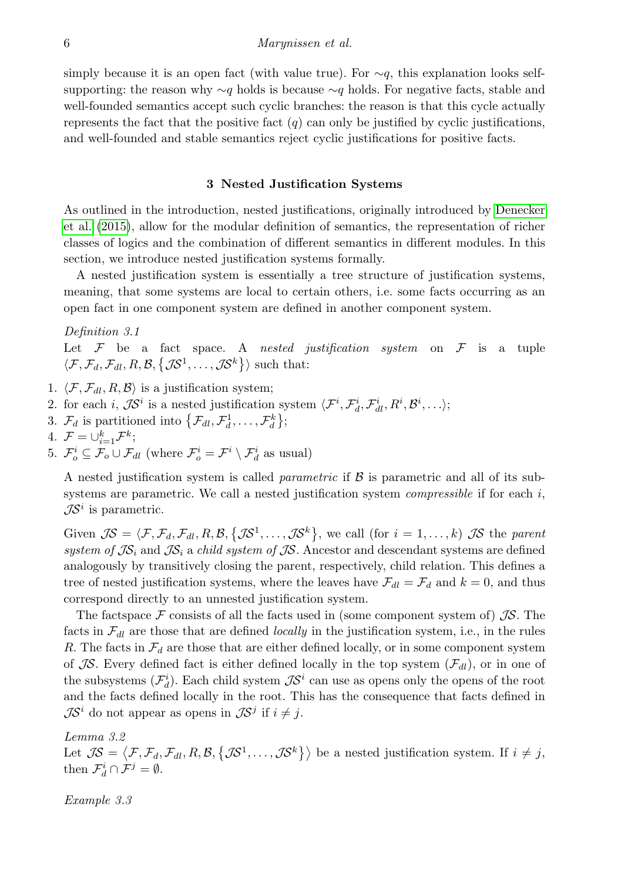simply because it is an open fact (with value true). For $\sim q$, this explanation looks self-supporting: the reason why $\sim q$ holds is because $\sim q$ holds. For negative facts, stable and well-founded semantics accept such cyclic branches: the reason is that this cycle actually represents the fact that the positive fact ($q$) can only be justified by cyclic justifications, and well-founded and stable semantics reject cyclic justifications for positive facts.

## 3 Nested Justification Systems

As outlined in the introduction, nested justifications, originally introduced by Denecker et al. (2015), allow for the modular definition of semantics, the representation of richer classes of logics and the combination of different semantics in different modules. In this section, we introduce nested justification systems formally.

A nested justification system is essentially a tree structure of justification systems, meaning, that some systems are local to certain others, i.e. some facts occurring as an open fact in one component system are defined in another component system.

*Definition 3.1*

Let $\mathcal{F}$ be a fact space. A *nested justification system* on $\mathcal{F}$ is a tuple $\langle \mathcal{F}, \mathcal{F}_d, \mathcal{F}_{dl}, R, \mathcal{B}, \{\mathcal{JS}^1, \ldots, \mathcal{JS}^k\}\rangle$ such that:

1. $\langle \mathcal{F}, \mathcal{F}_{dl}, R, \mathcal{B}\rangle$ is a justification system;
2. for each $i$, $\mathcal{JS}^i$ is a nested justification system $\langle \mathcal{F}^i, \mathcal{F}_d^i, \mathcal{F}_{dl}^i, R^i, \mathcal{B}^i, \ldots\rangle$;
3. $\mathcal{F}_d$ is partitioned into $\{\mathcal{F}_{dl}, \mathcal{F}_d^1, \ldots, \mathcal{F}_d^k\}$;
4. $\mathcal{F} = \cup_{i=1}^k \mathcal{F}^k$;
5. $\mathcal{F}_o^i \subseteq \mathcal{F}_o \cup \mathcal{F}_{dl}$ (where $\mathcal{F}_o^i = \mathcal{F}^i \setminus \mathcal{F}_d^i$ as usual)

A nested justification system is called *parametric* if $\mathcal{B}$ is parametric and all of its subsystems are parametric. We call a nested justification system *compressible* if for each $i$, $\mathcal{JS}^i$ is parametric.

Given $\mathcal{JS} = \langle \mathcal{F}, \mathcal{F}_d, \mathcal{F}_{dl}, R, \mathcal{B}, \{\mathcal{JS}^1, \ldots, \mathcal{JS}^k\}$, we call (for $i = 1, \ldots, k$) $\mathcal{JS}$ the *parent system of* $\mathcal{JS}_i$ and $\mathcal{JS}_i$ a *child system of* $\mathcal{JS}$. Ancestor and descendant systems are defined analogously by transitively closing the parent, respectively, child relation. This defines a tree of nested justification systems, where the leaves have $\mathcal{F}_{dl} = \mathcal{F}_d$ and $k = 0$, and thus correspond directly to an unnested justification system.

The factspace $\mathcal{F}$ consists of all the facts used in (some component system of) $\mathcal{JS}$. The facts in $\mathcal{F}_{dl}$ are those that are defined *locally* in the justification system, i.e., in the rules $R$. The facts in $\mathcal{F}_d$ are those that are either defined locally, or in some component system of $\mathcal{JS}$. Every defined fact is either defined locally in the top system ($\mathcal{F}_{dl}$), or in one of the subsystems ($\mathcal{F}_d^i$). Each child system $\mathcal{JS}^i$ can use as opens only the opens of the root and the facts defined locally in the root. This has the consequence that facts defined in $\mathcal{JS}^i$ do not appear as opens in $\mathcal{JS}^j$ if $i \neq j$.

*Lemma 3.2*

Let $\mathcal{JS} = \langle \mathcal{F}, \mathcal{F}_d, \mathcal{F}_{dl}, R, \mathcal{B}, \{\mathcal{JS}^1, \ldots, \mathcal{JS}^k\}\rangle$ be a nested justification system. If $i \neq j$, then $\mathcal{F}_d^i \cap \mathcal{F}^j = \emptyset$.

*Example 3.3*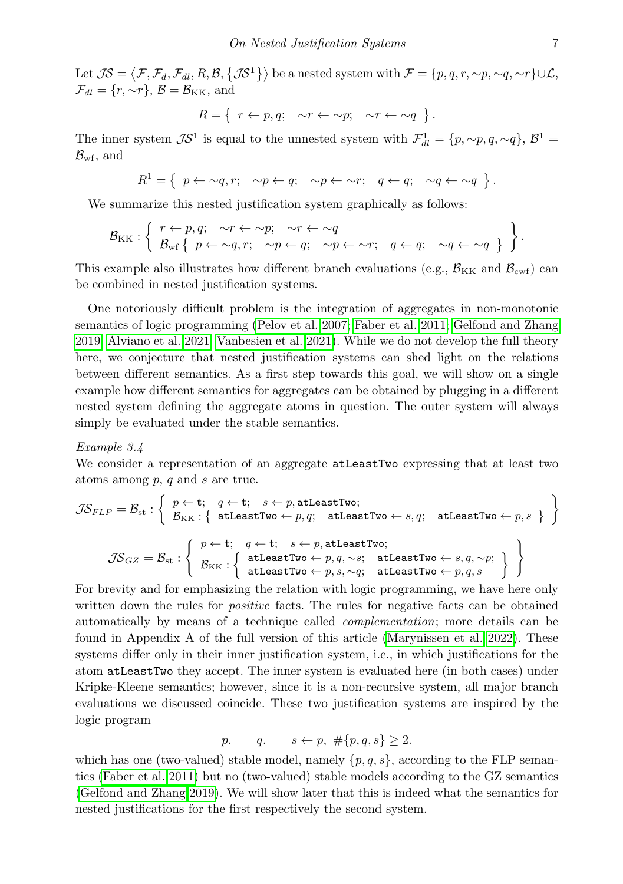Let $\mathcal{JS} = \langle \mathcal{F}, \mathcal{F}_d, \mathcal{F}_{dl}, R, \mathcal{B}, \{\mathcal{JS}^1\} \rangle$ be a nested system with $\mathcal{F} = \{p, q, r, {\sim}p, {\sim}q, {\sim}r\} \cup \mathcal{L}$, $\mathcal{F}_{dl} = \{r, {\sim}r\}$, $\mathcal{B} = \mathcal{B}_{\mathrm{KK}}$, and

$$R = \{\ r \leftarrow p, q; \quad {\sim}r \leftarrow {\sim}p; \quad {\sim}r \leftarrow {\sim}q\ \}.$$

The inner system $\mathcal{JS}^1$ is equal to the unnested system with $\mathcal{F}^1_{dl} = \{p, {\sim}p, q, {\sim}q\}$, $\mathcal{B}^1 = \mathcal{B}_{\mathrm{wf}}$, and

$$R^1 = \{\ p \leftarrow {\sim}q, r; \quad {\sim}p \leftarrow q; \quad {\sim}p \leftarrow {\sim}r; \quad q \leftarrow q; \quad {\sim}q \leftarrow {\sim}q\ \}.$$

We summarize this nested justification system graphically as follows:

$$\mathcal{B}_{\mathrm{KK}} : \left\{ \begin{array}{l} r \leftarrow p, q; \quad {\sim}r \leftarrow {\sim}p; \quad {\sim}r \leftarrow {\sim}q \\ \mathcal{B}_{\mathrm{wf}} \left\{\ p \leftarrow {\sim}q, r; \quad {\sim}p \leftarrow q; \quad {\sim}p \leftarrow {\sim}r; \quad q \leftarrow q; \quad {\sim}q \leftarrow {\sim}q\ \right\} \end{array} \right\}.$$

This example also illustrates how different branch evaluations (e.g., $\mathcal{B}_{\mathrm{KK}}$ and $\mathcal{B}_{\mathrm{cwf}}$) can be combined in nested justification systems.

One notoriously difficult problem is the integration of aggregates in non-monotonic semantics of logic programming (Pelov et al. 2007; Faber et al. 2011; Gelfond and Zhang 2019; Alviano et al. 2021; Vanbesien et al. 2021). While we do not develop the full theory here, we conjecture that nested justification systems can shed light on the relations between different semantics. As a first step towards this goal, we will show on a single example how different semantics for aggregates can be obtained by plugging in a different nested system defining the aggregate atoms in question. The outer system will always simply be evaluated under the stable semantics.

*Example 3.4*
We consider a representation of an aggregate `atLeastTwo` expressing that at least two atoms among $p$, $q$ and $s$ are true.

$$\mathcal{JS}_{FLP} = \mathcal{B}_{\mathrm{st}} : \left\{ \begin{array}{l} p \leftarrow \mathbf{t}; \quad q \leftarrow \mathbf{t}; \quad s \leftarrow p, \texttt{atLeastTwo}; \\ \mathcal{B}_{\mathrm{KK}} : \left\{\ \texttt{atLeastTwo} \leftarrow p, q; \quad \texttt{atLeastTwo} \leftarrow s, q; \quad \texttt{atLeastTwo} \leftarrow p, s\ \right\} \end{array} \right\}$$

$$\mathcal{JS}_{GZ} = \mathcal{B}_{\mathrm{st}} : \left\{ \begin{array}{l} p \leftarrow \mathbf{t}; \quad q \leftarrow \mathbf{t}; \quad s \leftarrow p, \texttt{atLeastTwo}; \\ \mathcal{B}_{\mathrm{KK}} : \left\{ \begin{array}{ll} \texttt{atLeastTwo} \leftarrow p, q, {\sim}s; & \texttt{atLeastTwo} \leftarrow s, q, {\sim}p; \\ \texttt{atLeastTwo} \leftarrow p, s, {\sim}q; & \texttt{atLeastTwo} \leftarrow p, q, s \end{array} \right\} \end{array} \right\}$$

For brevity and for emphasizing the relation with logic programming, we have here only written down the rules for *positive* facts. The rules for negative facts can be obtained automatically by means of a technique called *complementation*; more details can be found in Appendix A of the full version of this article (Marynissen et al. 2022). These systems differ only in their inner justification system, i.e., in which justifications for the atom `atLeastTwo` they accept. The inner system is evaluated here (in both cases) under Kripke-Kleene semantics; however, since it is a non-recursive system, all major branch evaluations we discussed coincide. These two justification systems are inspired by the logic program

$$p. \qquad q. \qquad s \leftarrow p,\ \#\{p, q, s\} \geq 2.$$

which has one (two-valued) stable model, namely $\{p, q, s\}$, according to the FLP semantics (Faber et al. 2011) but no (two-valued) stable models according to the GZ semantics (Gelfond and Zhang 2019). We will show later that this is indeed what the semantics for nested justifications for the first respectively the second system.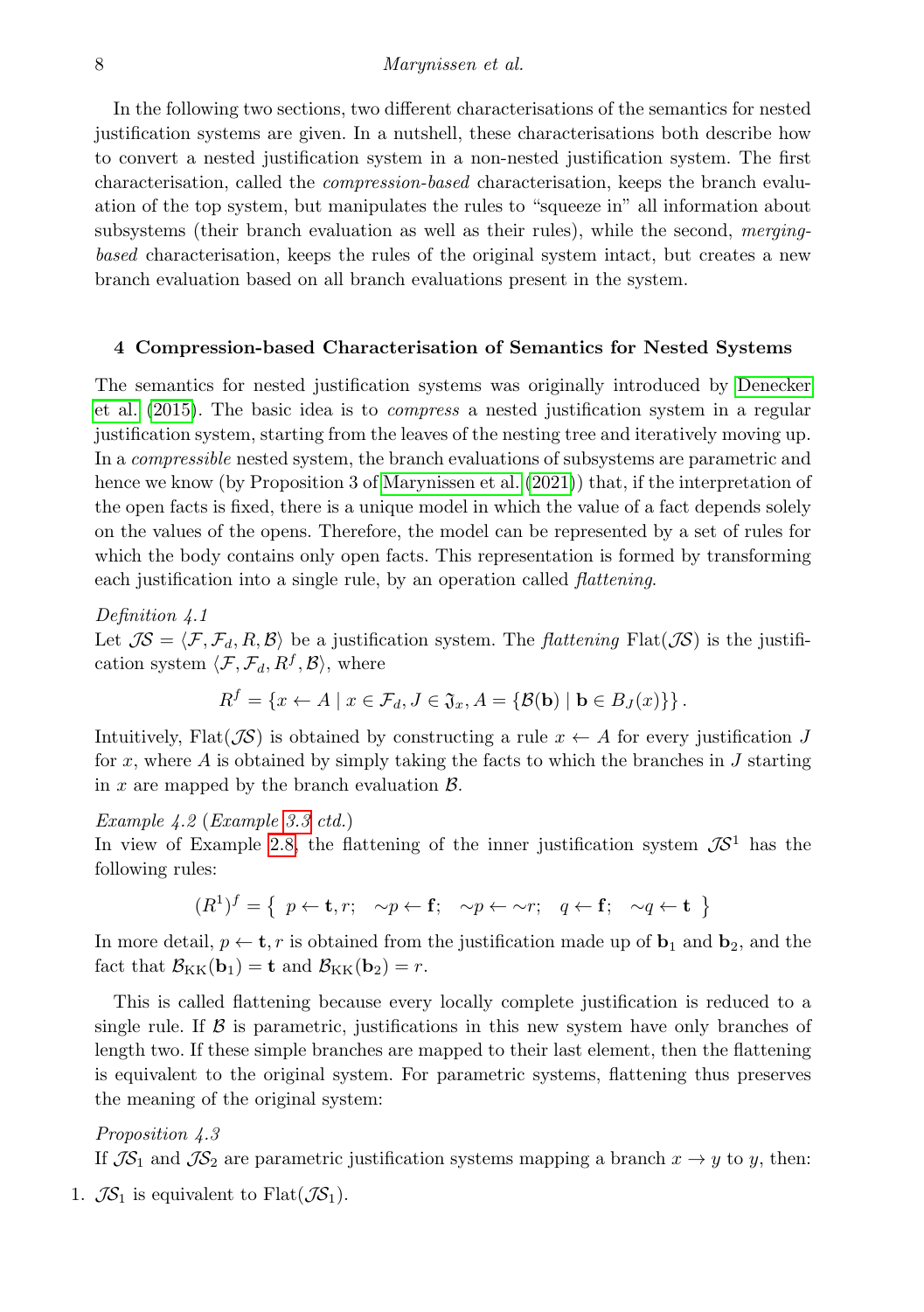In the following two sections, two different characterisations of the semantics for nested justification systems are given. In a nutshell, these characterisations both describe how to convert a nested justification system in a non-nested justification system. The first characterisation, called the *compression-based* characterisation, keeps the branch evaluation of the top system, but manipulates the rules to "squeeze in" all information about subsystems (their branch evaluation as well as their rules), while the second, *merging-based* characterisation, keeps the rules of the original system intact, but creates a new branch evaluation based on all branch evaluations present in the system.

## 4 Compression-based Characterisation of Semantics for Nested Systems

The semantics for nested justification systems was originally introduced by Denecker et al. (2015). The basic idea is to *compress* a nested justification system in a regular justification system, starting from the leaves of the nesting tree and iteratively moving up. In a *compressible* nested system, the branch evaluations of subsystems are parametric and hence we know (by Proposition 3 of Marynissen et al. (2021)) that, if the interpretation of the open facts is fixed, there is a unique model in which the value of a fact depends solely on the values of the opens. Therefore, the model can be represented by a set of rules for which the body contains only open facts. This representation is formed by transforming each justification into a single rule, by an operation called *flattening*.

*Definition 4.1*
Let $\mathcal{JS} = \langle \mathcal{F}, \mathcal{F}_d, R, \mathcal{B} \rangle$ be a justification system. The *flattening* $\text{Flat}(\mathcal{JS})$ is the justification system $\langle \mathcal{F}, \mathcal{F}_d, R^f, \mathcal{B} \rangle$, where

$$R^f = \{x \leftarrow A \mid x \in \mathcal{F}_d, J \in \mathfrak{J}_x, A = \{\mathcal{B}(\mathbf{b}) \mid \mathbf{b} \in B_J(x)\}\}.$$

Intuitively, $\text{Flat}(\mathcal{JS})$ is obtained by constructing a rule $x \leftarrow A$ for every justification $J$ for $x$, where $A$ is obtained by simply taking the facts to which the branches in $J$ starting in $x$ are mapped by the branch evaluation $\mathcal{B}$.

*Example 4.2* (*Example 3.3 ctd.*)
In view of Example 2.8, the flattening of the inner justification system $\mathcal{JS}^1$ has the following rules:

$$(R^1)^f = \{\ p \leftarrow \mathbf{t}, r; \quad {\sim}p \leftarrow \mathbf{f}; \quad {\sim}p \leftarrow {\sim}r; \quad q \leftarrow \mathbf{f}; \quad {\sim}q \leftarrow \mathbf{t}\ \}$$

In more detail, $p \leftarrow \mathbf{t}, r$ is obtained from the justification made up of $\mathbf{b}_1$ and $\mathbf{b}_2$, and the fact that $\mathcal{B}_{\text{KK}}(\mathbf{b}_1) = \mathbf{t}$ and $\mathcal{B}_{\text{KK}}(\mathbf{b}_2) = r$.

This is called flattening because every locally complete justification is reduced to a single rule. If $\mathcal{B}$ is parametric, justifications in this new system have only branches of length two. If these simple branches are mapped to their last element, then the flattening is equivalent to the original system. For parametric systems, flattening thus preserves the meaning of the original system:

*Proposition 4.3*
If $\mathcal{JS}_1$ and $\mathcal{JS}_2$ are parametric justification systems mapping a branch $x \to y$ to $y$, then:

1. $\mathcal{JS}_1$ is equivalent to $\text{Flat}(\mathcal{JS}_1)$.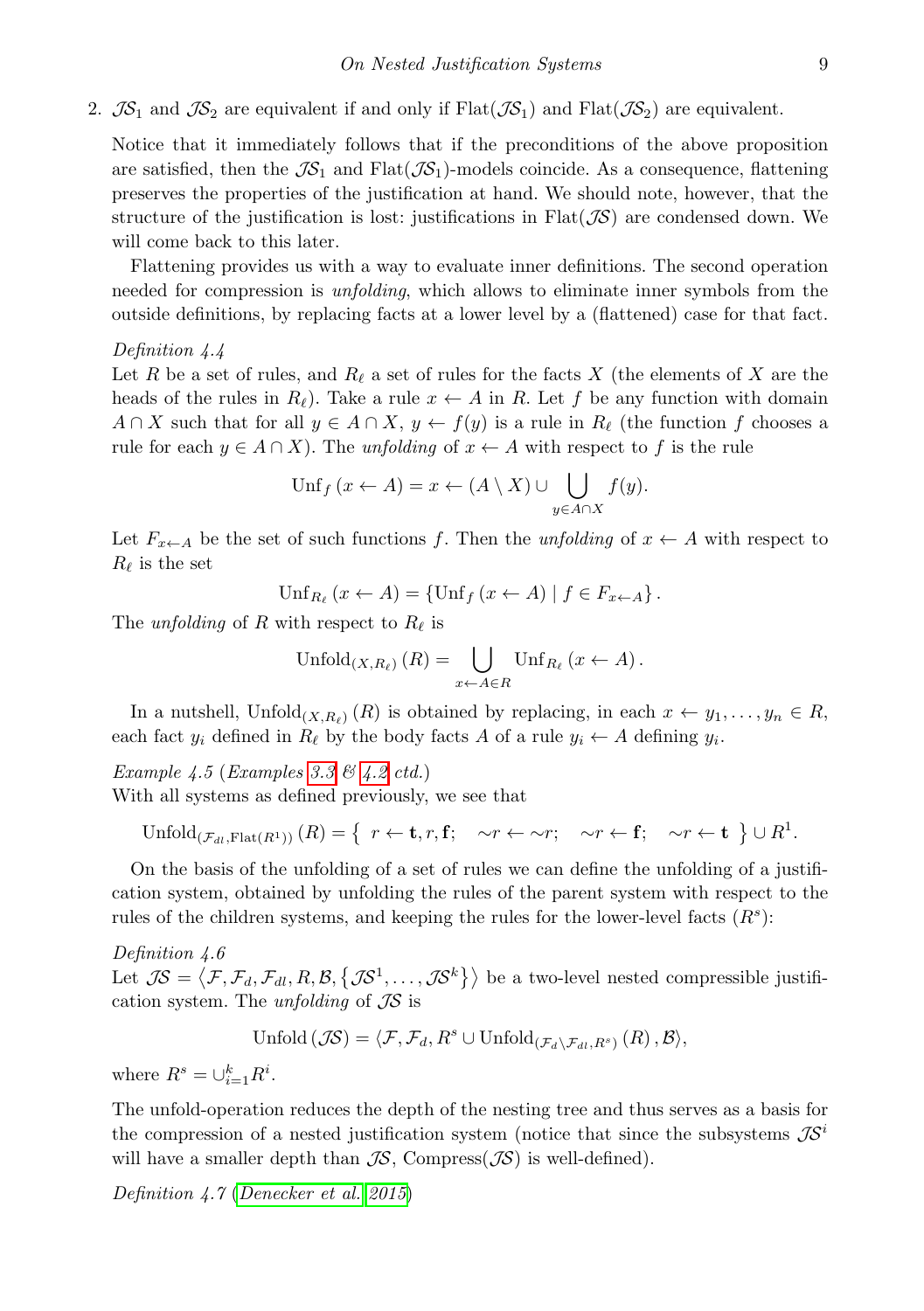2. $\mathcal{JS}_1$ and $\mathcal{JS}_2$ are equivalent if and only if $\text{Flat}(\mathcal{JS}_1)$ and $\text{Flat}(\mathcal{JS}_2)$ are equivalent.

Notice that it immediately follows that if the preconditions of the above proposition are satisfied, then the $\mathcal{JS}_1$ and $\text{Flat}(\mathcal{JS}_1)$-models coincide. As a consequence, flattening preserves the properties of the justification at hand. We should note, however, that the structure of the justification is lost: justifications in $\text{Flat}(\mathcal{JS})$ are condensed down. We will come back to this later.

Flattening provides us with a way to evaluate inner definitions. The second operation needed for compression is *unfolding*, which allows to eliminate inner symbols from the outside definitions, by replacing facts at a lower level by a (flattened) case for that fact.

*Definition 4.4*
Let $R$ be a set of rules, and $R_\ell$ a set of rules for the facts $X$ (the elements of $X$ are the heads of the rules in $R_\ell$). Take a rule $x \leftarrow A$ in $R$. Let $f$ be any function with domain $A \cap X$ such that for all $y \in A \cap X$, $y \leftarrow f(y)$ is a rule in $R_\ell$ (the function $f$ chooses a rule for each $y \in A \cap X$). The *unfolding* of $x \leftarrow A$ with respect to $f$ is the rule

$$\text{Unf}_f\,(x \leftarrow A) = x \leftarrow (A \setminus X) \cup \bigcup_{y \in A \cap X} f(y).$$

Let $F_{x \leftarrow A}$ be the set of such functions $f$. Then the *unfolding* of $x \leftarrow A$ with respect to $R_\ell$ is the set

$$\text{Unf}_{R_\ell}\,(x \leftarrow A) = \{\text{Unf}_f\,(x \leftarrow A) \mid f \in F_{x \leftarrow A}\}.$$

The *unfolding* of $R$ with respect to $R_\ell$ is

$$\text{Unfold}_{(X,R_\ell)}\,(R) = \bigcup_{x \leftarrow A \in R} \text{Unf}_{R_\ell}\,(x \leftarrow A).$$

In a nutshell, $\text{Unfold}_{(X,R_\ell)}\,(R)$ is obtained by replacing, in each $x \leftarrow y_1, \ldots, y_n \in R$, each fact $y_i$ defined in $R_\ell$ by the body facts $A$ of a rule $y_i \leftarrow A$ defining $y_i$.

*Example 4.5* (*Examples 3.3 & 4.2 ctd.*)
With all systems as defined previously, we see that

$$\text{Unfold}_{(\mathcal{F}_{dl},\text{Flat}(R^1))}\,(R) = \left\{\; r \leftarrow \mathbf{t}, r, \mathbf{f}; \quad {\sim}r \leftarrow {\sim}r; \quad {\sim}r \leftarrow \mathbf{f}; \quad {\sim}r \leftarrow \mathbf{t} \;\right\} \cup R^1.$$

On the basis of the unfolding of a set of rules we can define the unfolding of a justification system, obtained by unfolding the rules of the parent system with respect to the rules of the children systems, and keeping the rules for the lower-level facts ($R^s$):

*Definition 4.6*
Let $\mathcal{JS} = \left\langle \mathcal{F}, \mathcal{F}_d, \mathcal{F}_{dl}, R, \mathcal{B}, \left\{\mathcal{JS}^1, \ldots, \mathcal{JS}^k\right\}\right\rangle$ be a two-level nested compressible justification system. The *unfolding* of $\mathcal{JS}$ is

$$\text{Unfold}\,(\mathcal{JS}) = \langle \mathcal{F}, \mathcal{F}_d, R^s \cup \text{Unfold}_{(\mathcal{F}_d \setminus \mathcal{F}_{dl}, R^s)}\,(R)\,, \mathcal{B}\rangle,$$

where $R^s = \cup_{i=1}^k R^i$.

The unfold-operation reduces the depth of the nesting tree and thus serves as a basis for the compression of a nested justification system (notice that since the subsystems $\mathcal{JS}^i$ will have a smaller depth than $\mathcal{JS}$, $\text{Compress}(\mathcal{JS})$ is well-defined).

*Definition 4.7* (Denecker et al. 2015)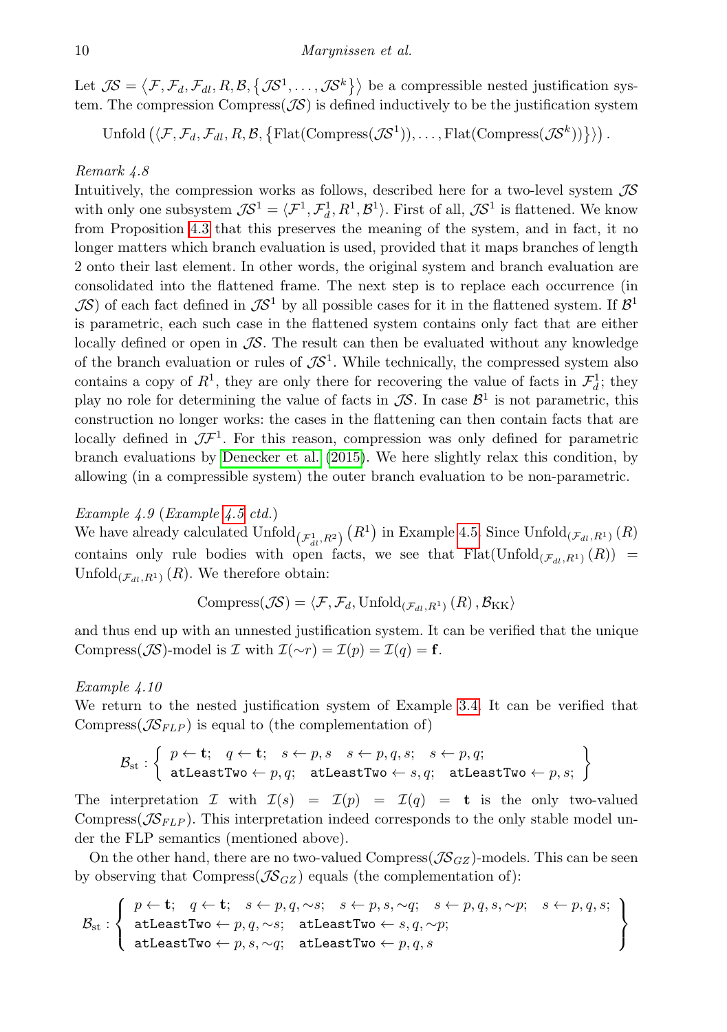Let $\mathcal{JS} = \langle \mathcal{F}, \mathcal{F}_d, \mathcal{F}_{dl}, R, \mathcal{B}, \{\mathcal{JS}^1, \ldots, \mathcal{JS}^k\}\rangle$ be a compressible nested justification system. The compression $\text{Compress}(\mathcal{JS})$ is defined inductively to be the justification system

$$\text{Unfold}\left(\langle \mathcal{F}, \mathcal{F}_d, \mathcal{F}_{dl}, R, \mathcal{B}, \{\text{Flat}(\text{Compress}(\mathcal{JS}^1)), \ldots, \text{Flat}(\text{Compress}(\mathcal{JS}^k))\}\rangle\right).$$

*Remark 4.8*
Intuitively, the compression works as follows, described here for a two-level system $\mathcal{JS}$ with only one subsystem $\mathcal{JS}^1 = \langle \mathcal{F}^1, \mathcal{F}^1_d, R^1, \mathcal{B}^1\rangle$. First of all, $\mathcal{JS}^1$ is flattened. We know from Proposition 4.3 that this preserves the meaning of the system, and in fact, it no longer matters which branch evaluation is used, provided that it maps branches of length 2 onto their last element. In other words, the original system and branch evaluation are consolidated into the flattened frame. The next step is to replace each occurrence (in $\mathcal{JS}$) of each fact defined in $\mathcal{JS}^1$ by all possible cases for it in the flattened system. If $\mathcal{B}^1$ is parametric, each such case in the flattened system contains only fact that are either locally defined or open in $\mathcal{JS}$. The result can then be evaluated without any knowledge of the branch evaluation or rules of $\mathcal{JS}^1$. While technically, the compressed system also contains a copy of $R^1$, they are only there for recovering the value of facts in $\mathcal{F}^1_d$; they play no role for determining the value of facts in $\mathcal{JS}$. In case $\mathcal{B}^1$ is not parametric, this construction no longer works: the cases in the flattening can then contain facts that are locally defined in $\mathcal{JF}^1$. For this reason, compression was only defined for parametric branch evaluations by Denecker et al. (2015). We here slightly relax this condition, by allowing (in a compressible system) the outer branch evaluation to be non-parametric.

*Example 4.9* (*Example 4.5 ctd.*)
We have already calculated $\text{Unfold}_{(\mathcal{F}^1_{dl}, R^2)}(R^1)$ in Example 4.5. Since $\text{Unfold}_{(\mathcal{F}_{dl}, R^1)}(R)$ contains only rule bodies with open facts, we see that $\text{Flat}(\text{Unfold}_{(\mathcal{F}_{dl}, R^1)}(R)) = \text{Unfold}_{(\mathcal{F}_{dl}, R^1)}(R)$. We therefore obtain:

$$\text{Compress}(\mathcal{JS}) = \langle \mathcal{F}, \mathcal{F}_d, \text{Unfold}_{(\mathcal{F}_{dl}, R^1)}(R), \mathcal{B}_{\text{KK}}\rangle$$

and thus end up with an unnested justification system. It can be verified that the unique $\text{Compress}(\mathcal{JS})$-model is $\mathcal{I}$ with $\mathcal{I}({\sim}r) = \mathcal{I}(p) = \mathcal{I}(q) = \mathbf{f}$.

*Example 4.10*
We return to the nested justification system of Example 3.4. It can be verified that $\text{Compress}(\mathcal{JS}_{FLP})$ is equal to (the complementation of)

$$\mathcal{B}_{\text{st}} : \left\{ \begin{array}{l} p \leftarrow \mathbf{t};\quad q \leftarrow \mathbf{t};\quad s \leftarrow p, s \quad s \leftarrow p, q, s;\quad s \leftarrow p, q; \\ \texttt{atLeastTwo} \leftarrow p, q;\quad \texttt{atLeastTwo} \leftarrow s, q;\quad \texttt{atLeastTwo} \leftarrow p, s; \end{array} \right\}$$

The interpretation $\mathcal{I}$ with $\mathcal{I}(s) = \mathcal{I}(p) = \mathcal{I}(q) = \mathbf{t}$ is the only two-valued $\text{Compress}(\mathcal{JS}_{FLP})$. This interpretation indeed corresponds to the only stable model under the FLP semantics (mentioned above).

On the other hand, there are no two-valued $\text{Compress}(\mathcal{JS}_{GZ})$-models. This can be seen by observing that $\text{Compress}(\mathcal{JS}_{GZ})$ equals (the complementation of):

$$\mathcal{B}_{\text{st}} : \left\{ \begin{array}{l} p \leftarrow \mathbf{t};\quad q \leftarrow \mathbf{t};\quad s \leftarrow p, q, {\sim}s;\quad s \leftarrow p, s, {\sim}q;\quad s \leftarrow p, q, s, {\sim}p;\quad s \leftarrow p, q, s; \\ \texttt{atLeastTwo} \leftarrow p, q, {\sim}s;\quad \texttt{atLeastTwo} \leftarrow s, q, {\sim}p; \\ \texttt{atLeastTwo} \leftarrow p, s, {\sim}q;\quad \texttt{atLeastTwo} \leftarrow p, q, s \end{array} \right\}$$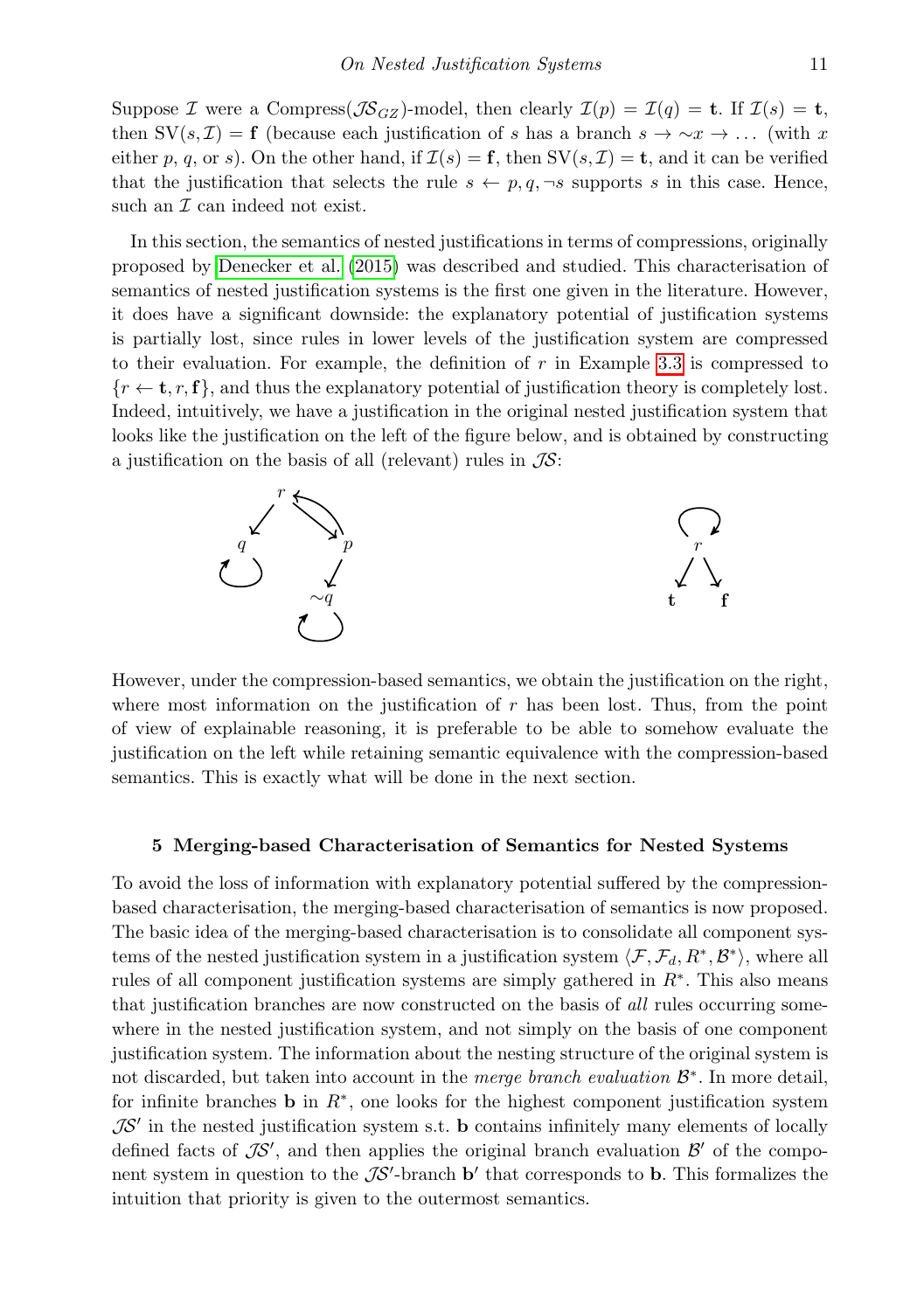Suppose $\mathcal{I}$ were a Compress($\mathcal{JS}_{GZ}$)-model, then clearly $\mathcal{I}(p) = \mathcal{I}(q) = \mathbf{t}$. If $\mathcal{I}(s) = \mathbf{t}$, then $\mathrm{SV}(s, \mathcal{I}) = \mathbf{f}$ (because each justification of $s$ has a branch $s \to {\sim}x \to \dots$ (with $x$ either $p$, $q$, or $s$). On the other hand, if $\mathcal{I}(s) = \mathbf{f}$, then $\mathrm{SV}(s, \mathcal{I}) = \mathbf{t}$, and it can be verified that the justification that selects the rule $s \leftarrow p, q, \neg s$ supports $s$ in this case. Hence, such an $\mathcal{I}$ can indeed not exist.

In this section, the semantics of nested justifications in terms of compressions, originally proposed by Denecker et al. (2015) was described and studied. This characterisation of semantics of nested justification systems is the first one given in the literature. However, it does have a significant downside: the explanatory potential of justification systems is partially lost, since rules in lower levels of the justification system are compressed to their evaluation. For example, the definition of $r$ in Example 3.3 is compressed to $\{r \leftarrow \mathbf{t}, r, \mathbf{f}\}$, and thus the explanatory potential of justification theory is completely lost. Indeed, intuitively, we have a justification in the original nested justification system that looks like the justification on the left of the figure below, and is obtained by constructing a justification on the basis of all (relevant) rules in $\mathcal{JS}$:

However, under the compression-based semantics, we obtain the justification on the right, where most information on the justification of $r$ has been lost. Thus, from the point of view of explainable reasoning, it is preferable to be able to somehow evaluate the justification on the left while retaining semantic equivalence with the compression-based semantics. This is exactly what will be done in the next section.

## 5 Merging-based Characterisation of Semantics for Nested Systems

To avoid the loss of information with explanatory potential suffered by the compression-based characterisation, the merging-based characterisation of semantics is now proposed. The basic idea of the merging-based characterisation is to consolidate all component systems of the nested justification system in a justification system $\langle \mathcal{F}, \mathcal{F}_d, R^*, \mathcal{B}^* \rangle$, where all rules of all component justification systems are simply gathered in $R^*$. This also means that justification branches are now constructed on the basis of *all* rules occurring somewhere in the nested justification system, and not simply on the basis of one component justification system. The information about the nesting structure of the original system is not discarded, but taken into account in the *merge branch evaluation* $\mathcal{B}^*$. In more detail, for infinite branches $\mathbf{b}$ in $R^*$, one looks for the highest component justification system $\mathcal{JS}'$ in the nested justification system s.t. $\mathbf{b}$ contains infinitely many elements of locally defined facts of $\mathcal{JS}'$, and then applies the original branch evaluation $\mathcal{B}'$ of the component system in question to the $\mathcal{JS}'$-branch $\mathbf{b}'$ that corresponds to $\mathbf{b}$. This formalizes the intuition that priority is given to the outermost semantics.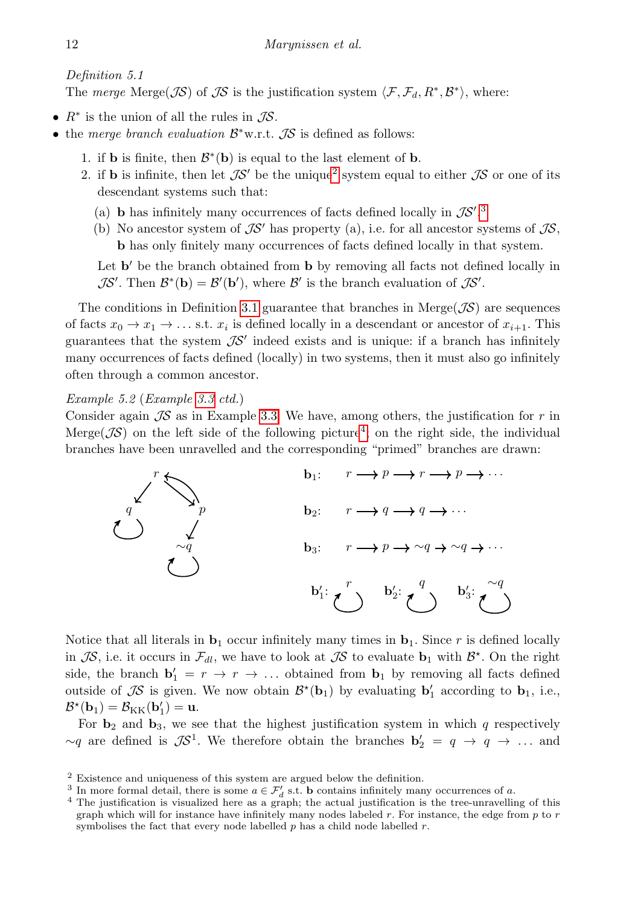*Definition 5.1*
The *merge* Merge($\mathcal{JS}$) of $\mathcal{JS}$ is the justification system $\langle \mathcal{F}, \mathcal{F}_d, R^*, \mathcal{B}^* \rangle$, where:

- $R^*$ is the union of all the rules in $\mathcal{JS}$.
- the *merge branch evaluation* $\mathcal{B}^*$w.r.t. $\mathcal{JS}$ is defined as follows:
  1. if $\mathbf{b}$ is finite, then $\mathcal{B}^*(\mathbf{b})$ is equal to the last element of $\mathbf{b}$.
  2. if $\mathbf{b}$ is infinite, then let $\mathcal{JS}'$ be the unique[2] system equal to either $\mathcal{JS}$ or one of its descendant systems such that:
     - (a) $\mathbf{b}$ has infinitely many occurrences of facts defined locally in $\mathcal{JS}'$.[3]
     - (b) No ancestor system of $\mathcal{JS}'$ has property (a), i.e. for all ancestor systems of $\mathcal{JS}$, $\mathbf{b}$ has only finitely many occurrences of facts defined locally in that system.

     Let $\mathbf{b}'$ be the branch obtained from $\mathbf{b}$ by removing all facts not defined locally in $\mathcal{JS}'$. Then $\mathcal{B}^*(\mathbf{b}) = \mathcal{B}'(\mathbf{b}')$, where $\mathcal{B}'$ is the branch evaluation of $\mathcal{JS}'$.

The conditions in Definition 3.1 guarantee that branches in Merge($\mathcal{JS}$) are sequences of facts $x_0 \rightarrow x_1 \rightarrow \ldots$ s.t. $x_i$ is defined locally in a descendant or ancestor of $x_{i+1}$. This guarantees that the system $\mathcal{JS}'$ indeed exists and is unique: if a branch has infinitely many occurrences of facts defined (locally) in two systems, then it must also go infinitely often through a common ancestor.

*Example 5.2* (*Example 3.3 ctd.*)
Consider again $\mathcal{JS}$ as in Example 3.3. We have, among others, the justification for $r$ in Merge($\mathcal{JS}$) on the left side of the following picture[4], on the right side, the individual branches have been unravelled and the corresponding "primed" branches are drawn:

$\mathbf{b}_1$: $r \longrightarrow p \longrightarrow r \longrightarrow p \longrightarrow \cdots$

$\mathbf{b}_2$: $r \longrightarrow q \longrightarrow q \longrightarrow \cdots$

$\mathbf{b}_3$: $r \longrightarrow p \longrightarrow {\sim}q \rightarrow {\sim}q \rightarrow \cdots$

$\mathbf{b}'_1$: $r$ (self-loop) $\quad \mathbf{b}'_2$: $q$ (self-loop) $\quad \mathbf{b}'_3$: ${\sim}q$ (self-loop)

Notice that all literals in $\mathbf{b}_1$ occur infinitely many times in $\mathbf{b}_1$. Since $r$ is defined locally in $\mathcal{JS}$, i.e. it occurs in $\mathcal{F}_{dl}$, we have to look at $\mathcal{JS}$ to evaluate $\mathbf{b}_1$ with $\mathcal{B}^\star$. On the right side, the branch $\mathbf{b}'_1 = r \rightarrow r \rightarrow \ldots$ obtained from $\mathbf{b}_1$ by removing all facts defined outside of $\mathcal{JS}$ is given. We now obtain $\mathcal{B}^\star(\mathbf{b}_1)$ by evaluating $\mathbf{b}'_1$ according to $\mathbf{b}_1$, i.e., $\mathcal{B}^\star(\mathbf{b}_1) = \mathcal{B}_{\mathrm{KK}}(\mathbf{b}'_1) = \mathbf{u}$.

For $\mathbf{b}_2$ and $\mathbf{b}_3$, we see that the highest justification system in which $q$ respectively ${\sim}q$ are defined is $\mathcal{JS}^1$. We therefore obtain the branches $\mathbf{b}'_2 = q \rightarrow q \rightarrow \ldots$ and

[2] Existence and uniqueness of this system are argued below the definition.

[3] In more formal detail, there is some $a \in \mathcal{F}'_d$ s.t. $\mathbf{b}$ contains infinitely many occurrences of $a$.

[4] The justification is visualized here as a graph; the actual justification is the tree-unravelling of this graph which will for instance have infinitely many nodes labeled $r$. For instance, the edge from $p$ to $r$ symbolises the fact that every node labelled $p$ has a child node labelled $r$.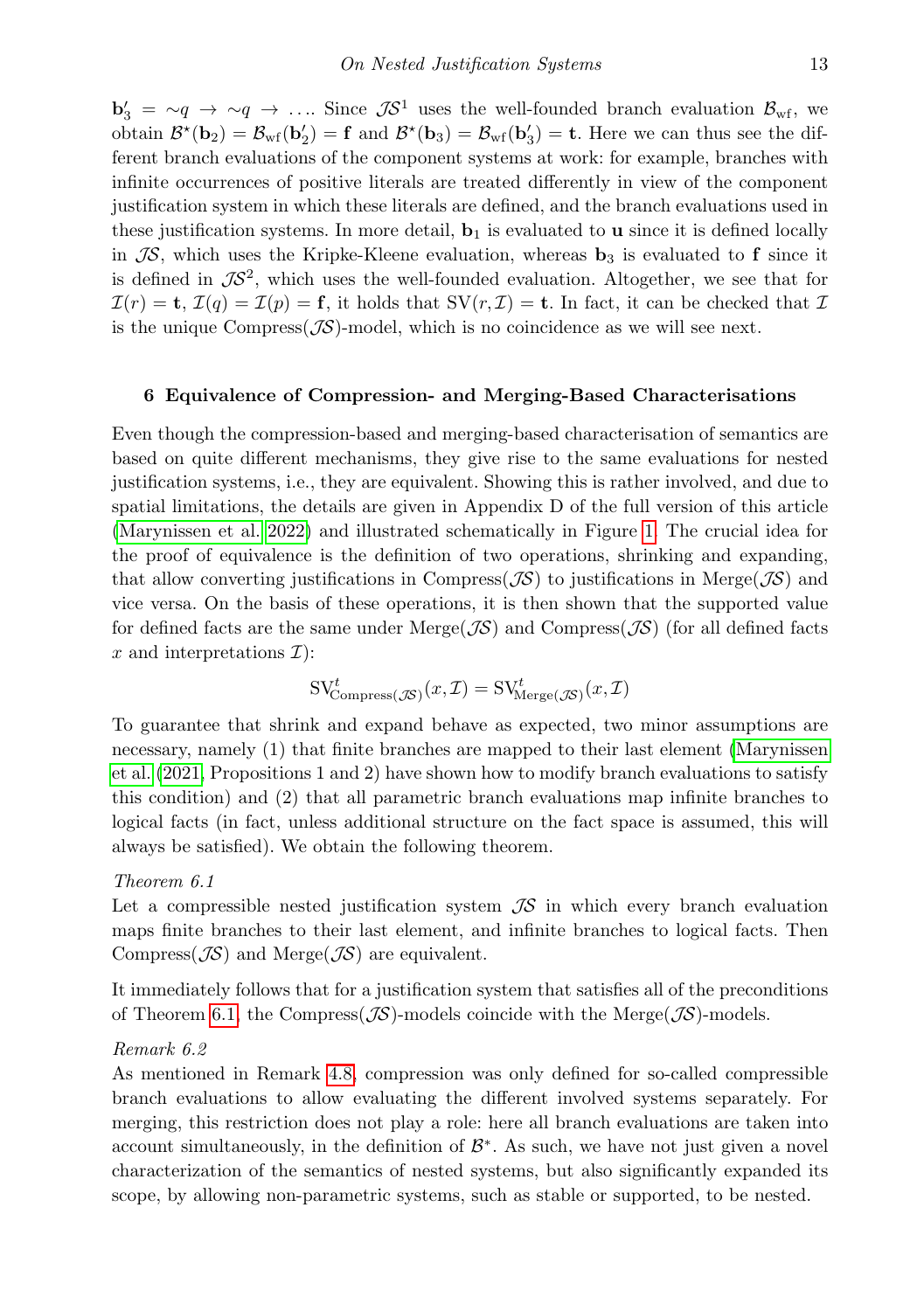$\mathbf{b}'_3 = {\sim}q \to {\sim}q \to \ldots$. Since $\mathcal{JS}^1$ uses the well-founded branch evaluation $\mathcal{B}_{\mathrm{wf}}$, we obtain $\mathcal{B}^\star(\mathbf{b}_2) = \mathcal{B}_{\mathrm{wf}}(\mathbf{b}'_2) = \mathbf{f}$ and $\mathcal{B}^\star(\mathbf{b}_3) = \mathcal{B}_{\mathrm{wf}}(\mathbf{b}'_3) = \mathbf{t}$. Here we can thus see the different branch evaluations of the component systems at work: for example, branches with infinite occurrences of positive literals are treated differently in view of the component justification system in which these literals are defined, and the branch evaluations used in these justification systems. In more detail, $\mathbf{b}_1$ is evaluated to $\mathbf{u}$ since it is defined locally in $\mathcal{JS}$, which uses the Kripke-Kleene evaluation, whereas $\mathbf{b}_3$ is evaluated to $\mathbf{f}$ since it is defined in $\mathcal{JS}^2$, which uses the well-founded evaluation. Altogether, we see that for $\mathcal{I}(r) = \mathbf{t}$, $\mathcal{I}(q) = \mathcal{I}(p) = \mathbf{f}$, it holds that $\mathrm{SV}(r, \mathcal{I}) = \mathbf{t}$. In fact, it can be checked that $\mathcal{I}$ is the unique Compress($\mathcal{JS}$)-model, which is no coincidence as we will see next.

## 6 Equivalence of Compression- and Merging-Based Characterisations

Even though the compression-based and merging-based characterisation of semantics are based on quite different mechanisms, they give rise to the same evaluations for nested justification systems, i.e., they are equivalent. Showing this is rather involved, and due to spatial limitations, the details are given in Appendix D of the full version of this article (Marynissen et al. 2022) and illustrated schematically in Figure 1. The crucial idea for the proof of equivalence is the definition of two operations, shrinking and expanding, that allow converting justifications in Compress($\mathcal{JS}$) to justifications in Merge($\mathcal{JS}$) and vice versa. On the basis of these operations, it is then shown that the supported value for defined facts are the same under Merge($\mathcal{JS}$) and Compress($\mathcal{JS}$) (for all defined facts $x$ and interpretations $\mathcal{I}$):

$$\mathrm{SV}^t_{\mathrm{Compress}(\mathcal{JS})}(x, \mathcal{I}) = \mathrm{SV}^t_{\mathrm{Merge}(\mathcal{JS})}(x, \mathcal{I})$$

To guarantee that shrink and expand behave as expected, two minor assumptions are necessary, namely (1) that finite branches are mapped to their last element (Marynissen et al. (2021, Propositions 1 and 2) have shown how to modify branch evaluations to satisfy this condition) and (2) that all parametric branch evaluations map infinite branches to logical facts (in fact, unless additional structure on the fact space is assumed, this will always be satisfied). We obtain the following theorem.

*Theorem 6.1*
Let a compressible nested justification system $\mathcal{JS}$ in which every branch evaluation maps finite branches to their last element, and infinite branches to logical facts. Then Compress($\mathcal{JS}$) and Merge($\mathcal{JS}$) are equivalent.

It immediately follows that for a justification system that satisfies all of the preconditions of Theorem 6.1, the Compress($\mathcal{JS}$)-models coincide with the Merge($\mathcal{JS}$)-models.

*Remark 6.2*
As mentioned in Remark 4.8, compression was only defined for so-called compressible branch evaluations to allow evaluating the different involved systems separately. For merging, this restriction does not play a role: here all branch evaluations are taken into account simultaneously, in the definition of $\mathcal{B}^*$. As such, we have not just given a novel characterization of the semantics of nested systems, but also significantly expanded its scope, by allowing non-parametric systems, such as stable or supported, to be nested.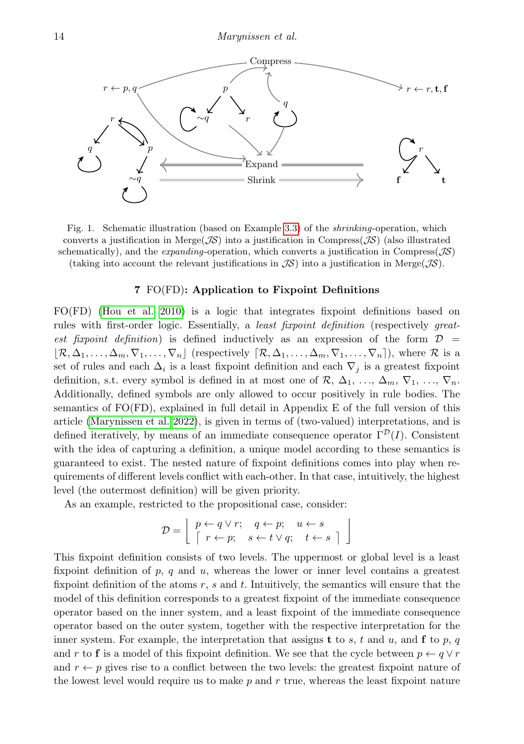Fig. 1. Schematic illustration (based on Example 3.3) of the *shrinking*-operation, which converts a justification in Merge($\mathcal{JS}$) into a justification in Compress($\mathcal{JS}$) (also illustrated schematically), and the *expanding*-operation, which converts a justification in Compress($\mathcal{JS}$) (taking into account the relevant justifications in $\mathcal{JS}$) into a justification in Merge($\mathcal{JS}$).

## 7 FO(FD): Application to Fixpoint Definitions

FO(FD) (Hou et al. 2010) is a logic that integrates fixpoint definitions based on rules with first-order logic. Essentially, a *least fixpoint definition* (respectively *greatest fixpoint definition*) is defined inductively as an expression of the form $\mathcal{D} = \lfloor \mathcal{R}, \Delta_1, \ldots, \Delta_m, \nabla_1, \ldots, \nabla_n \rfloor$ (respectively $\lceil \mathcal{R}, \Delta_1, \ldots, \Delta_m, \nabla_1, \ldots, \nabla_n \rceil$), where $\mathcal{R}$ is a set of rules and each $\Delta_i$ is a least fixpoint definition and each $\nabla_j$ is a greatest fixpoint definition, s.t. every symbol is defined in at most one of $\mathcal{R}$, $\Delta_1$, ..., $\Delta_m$, $\nabla_1$, ..., $\nabla_n$. Additionally, defined symbols are only allowed to occur positively in rule bodies. The semantics of FO(FD), explained in full detail in Appendix E of the full version of this article (Marynissen et al. 2022), is given in terms of (two-valued) interpretations, and is defined iteratively, by means of an immediate consequence operator $\Gamma^{\mathcal{D}}(I)$. Consistent with the idea of capturing a definition, a unique model according to these semantics is guaranteed to exist. The nested nature of fixpoint definitions comes into play when requirements of different levels conflict with each-other. In that case, intuitively, the highest level (the outermost definition) will be given priority.

As an example, restricted to the propositional case, consider:

$$\mathcal{D} = \left\lfloor \begin{array}{l} p \leftarrow q \vee r; \quad q \leftarrow p; \quad u \leftarrow s \\ \lceil\ r \leftarrow p; \quad s \leftarrow t \vee q; \quad t \leftarrow s\ \rceil \end{array} \right\rfloor$$

This fixpoint definition consists of two levels. The uppermost or global level is a least fixpoint definition of $p$, $q$ and $u$, whereas the lower or inner level contains a greatest fixpoint definition of the atoms $r$, $s$ and $t$. Intuitively, the semantics will ensure that the model of this definition corresponds to a greatest fixpoint of the immediate consequence operator based on the inner system, and a least fixpoint of the immediate consequence operator based on the outer system, together with the respective interpretation for the inner system. For example, the interpretation that assigns $\mathbf{t}$ to $s$, $t$ and $u$, and $\mathbf{f}$ to $p$, $q$ and $r$ to $\mathbf{f}$ is a model of this fixpoint definition. We see that the cycle between $p \leftarrow q \vee r$ and $r \leftarrow p$ gives rise to a conflict between the two levels: the greatest fixpoint nature of the lowest level would require us to make $p$ and $r$ true, whereas the least fixpoint nature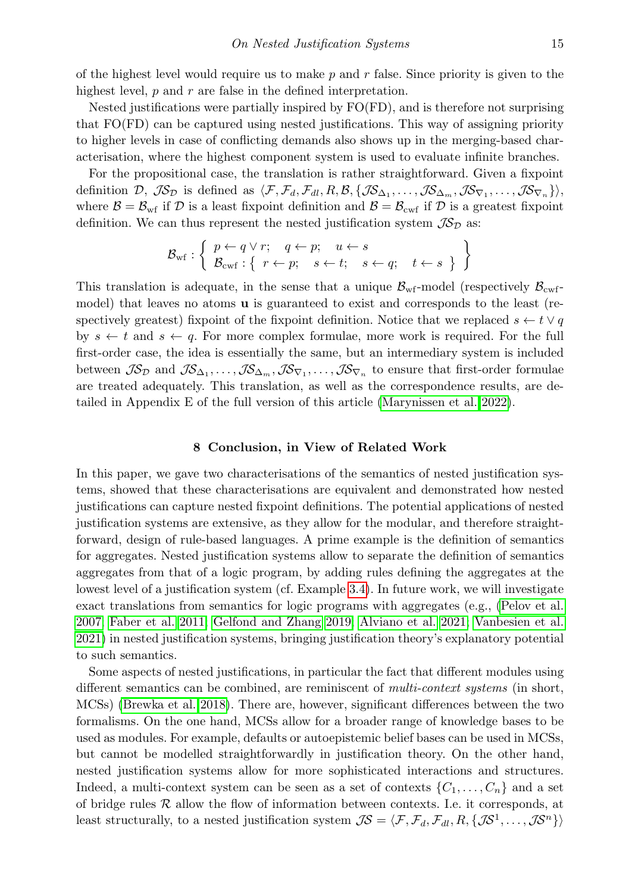of the highest level would require us to make $p$ and $r$ false. Since priority is given to the highest level, $p$ and $r$ are false in the defined interpretation.

Nested justifications were partially inspired by FO(FD), and is therefore not surprising that FO(FD) can be captured using nested justifications. This way of assigning priority to higher levels in case of conflicting demands also shows up in the merging-based characterisation, where the highest component system is used to evaluate infinite branches.

For the propositional case, the translation is rather straightforward. Given a fixpoint definition $\mathcal{D}$, $\mathcal{JS}_{\mathcal{D}}$ is defined as $\langle \mathcal{F}, \mathcal{F}_d, \mathcal{F}_{dl}, R, \mathcal{B}, \{\mathcal{JS}_{\Delta_1}, \ldots, \mathcal{JS}_{\Delta_m}, \mathcal{JS}_{\nabla_1}, \ldots, \mathcal{JS}_{\nabla_n}\}\rangle$, where $\mathcal{B} = \mathcal{B}_{\mathrm{wf}}$ if $\mathcal{D}$ is a least fixpoint definition and $\mathcal{B} = \mathcal{B}_{\mathrm{cwf}}$ if $\mathcal{D}$ is a greatest fixpoint definition. We can thus represent the nested justification system $\mathcal{JS}_{\mathcal{D}}$ as:

$$\mathcal{B}_{\mathrm{wf}} : \left\{ \begin{array}{l} p \leftarrow q \vee r; \quad q \leftarrow p; \quad u \leftarrow s \\ \mathcal{B}_{\mathrm{cwf}} : \{\ r \leftarrow p; \quad s \leftarrow t; \quad s \leftarrow q; \quad t \leftarrow s\ \} \end{array} \right\}$$

This translation is adequate, in the sense that a unique $\mathcal{B}_{\mathrm{wf}}$-model (respectively $\mathcal{B}_{\mathrm{cwf}}$-model) that leaves no atoms $\mathbf{u}$ is guaranteed to exist and corresponds to the least (respectively greatest) fixpoint of the fixpoint definition. Notice that we replaced $s \leftarrow t \vee q$ by $s \leftarrow t$ and $s \leftarrow q$. For more complex formulae, more work is required. For the full first-order case, the idea is essentially the same, but an intermediary system is included between $\mathcal{JS}_{\mathcal{D}}$ and $\mathcal{JS}_{\Delta_1}, \ldots, \mathcal{JS}_{\Delta_m}, \mathcal{JS}_{\nabla_1}, \ldots, \mathcal{JS}_{\nabla_n}$ to ensure that first-order formulae are treated adequately. This translation, as well as the correspondence results, are detailed in Appendix E of the full version of this article (Marynissen et al. 2022).

## 8 Conclusion, in View of Related Work

In this paper, we gave two characterisations of the semantics of nested justification systems, showed that these characterisations are equivalent and demonstrated how nested justifications can capture nested fixpoint definitions. The potential applications of nested justification systems are extensive, as they allow for the modular, and therefore straightforward, design of rule-based languages. A prime example is the definition of semantics for aggregates. Nested justification systems allow to separate the definition of semantics aggregates from that of a logic program, by adding rules defining the aggregates at the lowest level of a justification system (cf. Example 3.4). In future work, we will investigate exact translations from semantics for logic programs with aggregates (e.g., (Pelov et al. 2007; Faber et al. 2011; Gelfond and Zhang 2019; Alviano et al. 2021; Vanbesien et al. 2021) in nested justification systems, bringing justification theory's explanatory potential to such semantics.

Some aspects of nested justifications, in particular the fact that different modules using different semantics can be combined, are reminiscent of *multi-context systems* (in short, MCSs) (Brewka et al. 2018). There are, however, significant differences between the two formalisms. On the one hand, MCSs allow for a broader range of knowledge bases to be used as modules. For example, defaults or autoepistemic belief bases can be used in MCSs, but cannot be modelled straightforwardly in justification theory. On the other hand, nested justification systems allow for more sophisticated interactions and structures. Indeed, a multi-context system can be seen as a set of contexts $\{C_1, \ldots, C_n\}$ and a set of bridge rules $\mathcal{R}$ allow the flow of information between contexts. I.e. it corresponds, at least structurally, to a nested justification system $\mathcal{JS} = \langle \mathcal{F}, \mathcal{F}_d, \mathcal{F}_{dl}, R, \{\mathcal{JS}^1, \ldots, \mathcal{JS}^n\}\rangle$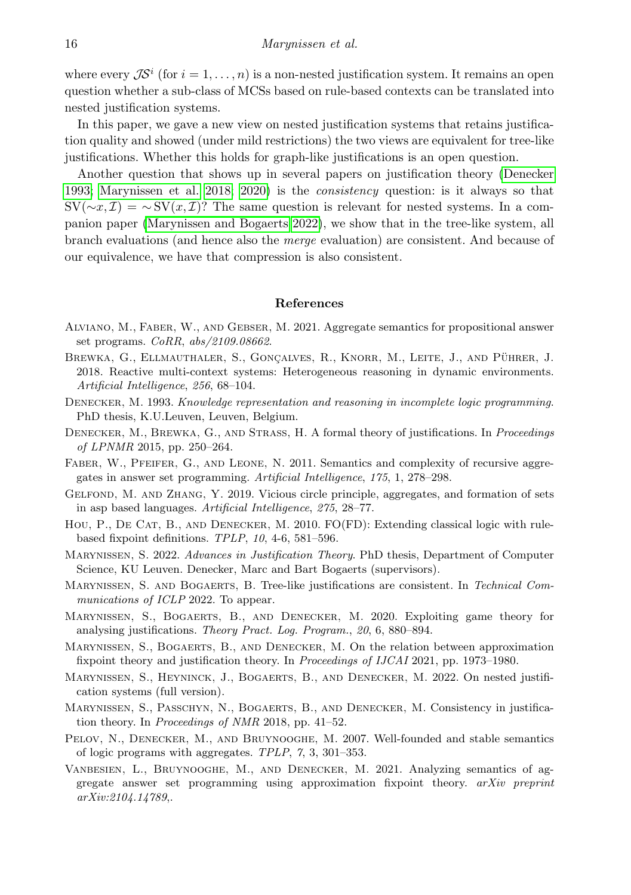where every $\mathcal{JS}^i$ (for $i = 1, \ldots, n$) is a non-nested justification system. It remains an open question whether a sub-class of MCSs based on rule-based contexts can be translated into nested justification systems.

In this paper, we gave a new view on nested justification systems that retains justification quality and showed (under mild restrictions) the two views are equivalent for tree-like justifications. Whether this holds for graph-like justifications is an open question.

Another question that shows up in several papers on justification theory (Denecker 1993; Marynissen et al. 2018; 2020) is the *consistency* question: is it always so that $\mathrm{SV}({\sim}x, \mathcal{I}) = {\sim}\mathrm{SV}(x, \mathcal{I})$? The same question is relevant for nested systems. In a companion paper (Marynissen and Bogaerts 2022), we show that in the tree-like system, all branch evaluations (and hence also the *merge* evaluation) are consistent. And because of our equivalence, we have that compression is also consistent.

## References

Alviano, M., Faber, W., and Gebser, M. 2021. Aggregate semantics for propositional answer set programs. *CoRR*, *abs/2109.08662*.

Brewka, G., Ellmauthaler, S., Gonçalves, R., Knorr, M., Leite, J., and Pührer, J. 2018. Reactive multi-context systems: Heterogeneous reasoning in dynamic environments. *Artificial Intelligence*, *256*, 68–104.

Denecker, M. 1993. *Knowledge representation and reasoning in incomplete logic programming*. PhD thesis, K.U.Leuven, Leuven, Belgium.

Denecker, M., Brewka, G., and Strass, H. A formal theory of justifications. In *Proceedings of LPNMR* 2015, pp. 250–264.

Faber, W., Pfeifer, G., and Leone, N. 2011. Semantics and complexity of recursive aggregates in answer set programming. *Artificial Intelligence*, *175*, 1, 278–298.

Gelfond, M. and Zhang, Y. 2019. Vicious circle principle, aggregates, and formation of sets in asp based languages. *Artificial Intelligence*, *275*, 28–77.

Hou, P., De Cat, B., and Denecker, M. 2010. FO(FD): Extending classical logic with rule-based fixpoint definitions. *TPLP*, *10*, 4-6, 581–596.

Marynissen, S. 2022. *Advances in Justification Theory*. PhD thesis, Department of Computer Science, KU Leuven. Denecker, Marc and Bart Bogaerts (supervisors).

Marynissen, S. and Bogaerts, B. Tree-like justifications are consistent. In *Technical Communications of ICLP* 2022. To appear.

Marynissen, S., Bogaerts, B., and Denecker, M. 2020. Exploiting game theory for analysing justifications. *Theory Pract. Log. Program.*, *20*, 6, 880–894.

Marynissen, S., Bogaerts, B., and Denecker, M. On the relation between approximation fixpoint theory and justification theory. In *Proceedings of IJCAI* 2021, pp. 1973–1980.

Marynissen, S., Heyninck, J., Bogaerts, B., and Denecker, M. 2022. On nested justification systems (full version).

Marynissen, S., Passchyn, N., Bogaerts, B., and Denecker, M. Consistency in justification theory. In *Proceedings of NMR* 2018, pp. 41–52.

Pelov, N., Denecker, M., and Bruynooghe, M. 2007. Well-founded and stable semantics of logic programs with aggregates. *TPLP*, *7*, 3, 301–353.

Vanbesien, L., Bruynooghe, M., and Denecker, M. 2021. Analyzing semantics of aggregate answer set programming using approximation fixpoint theory. *arXiv preprint arXiv:2104.14789*,.